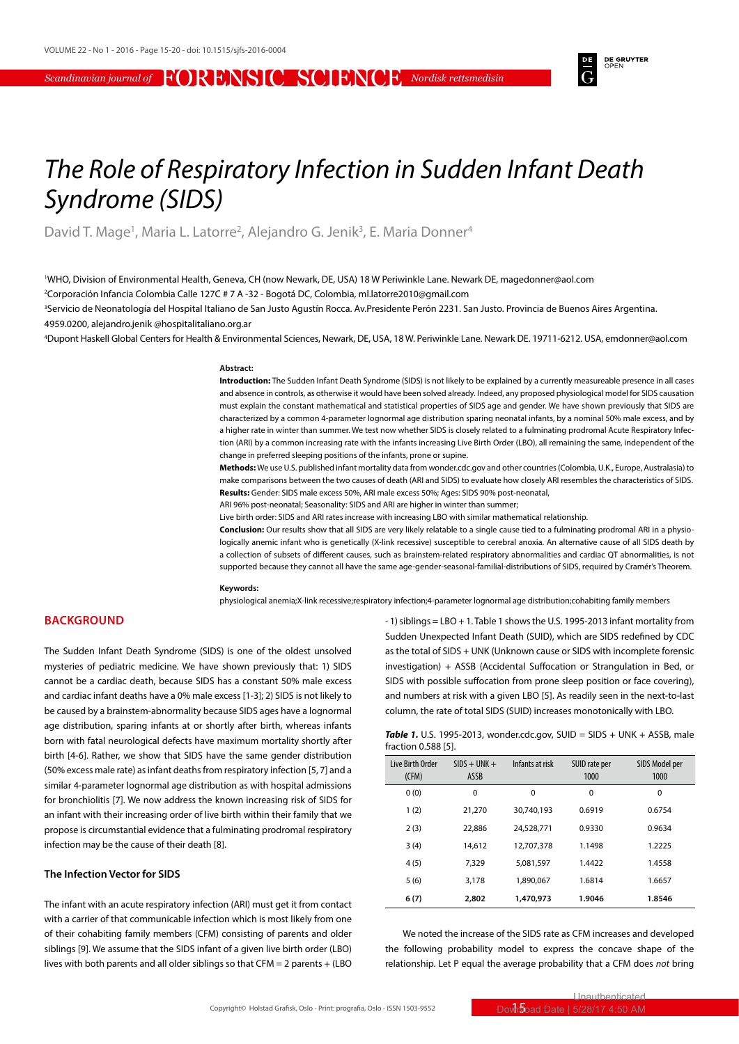# The Role of Respiratory Infection in Sudden Infant Death Syndrome (SIDS)

David T. Mage[1], Maria L. Latorre[2], Alejandro G. Jenik[3], E. Maria Donner[4]

[1]WHO, Division of Environmental Health, Geneva, CH (now Newark, DE, USA) 18 W Periwinkle Lane. Newark DE, magedonner@aol.com

[2]Corporación Infancia Colombia Calle 127C # 7 A -32 - Bogotá DC, Colombia, ml.latorre2010@gmail.com

[3]Servicio de Neonatología del Hospital Italiano de San Justo Agustín Rocca. Av.Presidente Perón 2231. San Justo. Provincia de Buenos Aires Argentina. 4959.0200, alejandro.jenik @hospitalitaliano.org.ar

[4]Dupont Haskell Global Centers for Health & Environmental Sciences, Newark, DE, USA, 18 W. Periwinkle Lane. Newark DE. 19711-6212. USA, emdonner@aol.com

**Abstract:**

**Introduction:** The Sudden Infant Death Syndrome (SIDS) is not likely to be explained by a currently measureable presence in all cases and absence in controls, as otherwise it would have been solved already. Indeed, any proposed physiological model for SIDS causation must explain the constant mathematical and statistical properties of SIDS age and gender. We have shown previously that SIDS are characterized by a common 4-parameter lognormal age distribution sparing neonatal infants, by a nominal 50% male excess, and by a higher rate in winter than summer. We test now whether SIDS is closely related to a fulminating prodromal Acute Respiratory Infection (ARI) by a common increasing rate with the infants increasing Live Birth Order (LBO), all remaining the same, independent of the change in preferred sleeping positions of the infants, prone or supine.

**Methods:** We use U.S. published infant mortality data from wonder.cdc.gov and other countries (Colombia, U.K., Europe, Australasia) to make comparisons between the two causes of death (ARI and SIDS) to evaluate how closely ARI resembles the characteristics of SIDS.

**Results:** Gender: SIDS male excess 50%, ARI male excess 50%; Ages: SIDS 90% post-neonatal,

ARI 96% post-neonatal; Seasonality: SIDS and ARI are higher in winter than summer;

Live birth order: SIDS and ARI rates increase with increasing LBO with similar mathematical relationship.

**Conclusion:** Our results show that all SIDS are very likely relatable to a single cause tied to a fulminating prodromal ARI in a physiologically anemic infant who is genetically (X-link recessive) susceptible to cerebral anoxia. An alternative cause of all SIDS death by a collection of subsets of different causes, such as brainstem-related respiratory abnormalities and cardiac QT abnormalities, is not supported because they cannot all have the same age-gender-seasonal-familial-distributions of SIDS, required by Cramér's Theorem.

**Keywords:**

physiological anemia;X-link recessive;respiratory infection;4-parameter lognormal age distribution;cohabiting family members

## BACKGROUND

The Sudden Infant Death Syndrome (SIDS) is one of the oldest unsolved mysteries of pediatric medicine. We have shown previously that: 1) SIDS cannot be a cardiac death, because SIDS has a constant 50% male excess and cardiac infant deaths have a 0% male excess [1-3]; 2) SIDS is not likely to be caused by a brainstem-abnormality because SIDS ages have a lognormal age distribution, sparing infants at or shortly after birth, whereas infants born with fatal neurological defects have maximum mortality shortly after birth [4-6]. Rather, we show that SIDS have the same gender distribution (50% excess male rate) as infant deaths from respiratory infection [5, 7] and a similar 4-parameter lognormal age distribution as with hospital admissions for bronchiolitis [7]. We now address the known increasing risk of SIDS for an infant with their increasing order of live birth within their family that we propose is circumstantial evidence that a fulminating prodromal respiratory infection may be the cause of their death [8].

### The Infection Vector for SIDS

The infant with an acute respiratory infection (ARI) must get it from contact with a carrier of that communicable infection which is most likely from one of their cohabiting family members (CFM) consisting of parents and older siblings [9]. We assume that the SIDS infant of a given live birth order (LBO) lives with both parents and all older siblings so that CFM = 2 parents + (LBO - 1) siblings = LBO + 1. Table 1 shows the U.S. 1995-2013 infant mortality from Sudden Unexpected Infant Death (SUID), which are SIDS redefined by CDC as the total of SIDS + UNK (Unknown cause or SIDS with incomplete forensic investigation) + ASSB (Accidental Suffocation or Strangulation in Bed, or SIDS with possible suffocation from prone sleep position or face covering), and numbers at risk with a given LBO [5]. As readily seen in the next-to-last column, the rate of total SIDS (SUID) increases monotonically with LBO.

***Table 1.*** U.S. 1995-2013, wonder.cdc.gov, SUID = SIDS + UNK + ASSB, male fraction 0.588 [5].

| Live Birth Order (CFM) | SIDS + UNK + ASSB | Infants at risk | SUID rate per 1000 | SIDS Model per 1000 |
|---|---|---|---|---|
| 0 (0) | 0 | 0 | 0 | 0 |
| 1 (2) | 21,270 | 30,740,193 | 0.6919 | 0.6754 |
| 2 (3) | 22,886 | 24,528,771 | 0.9330 | 0.9634 |
| 3 (4) | 14,612 | 12,707,378 | 1.1498 | 1.2225 |
| 4 (5) | 7,329 | 5,081,597 | 1.4422 | 1.4558 |
| 5 (6) | 3,178 | 1,890,067 | 1.6814 | 1.6657 |
| **6 (7)** | **2,802** | **1,470,973** | **1.9046** | **1.8546** |

We noted the increase of the SIDS rate as CFM increases and developed the following probability model to express the concave shape of the relationship. Let P equal the average probability that a CFM does *not* bring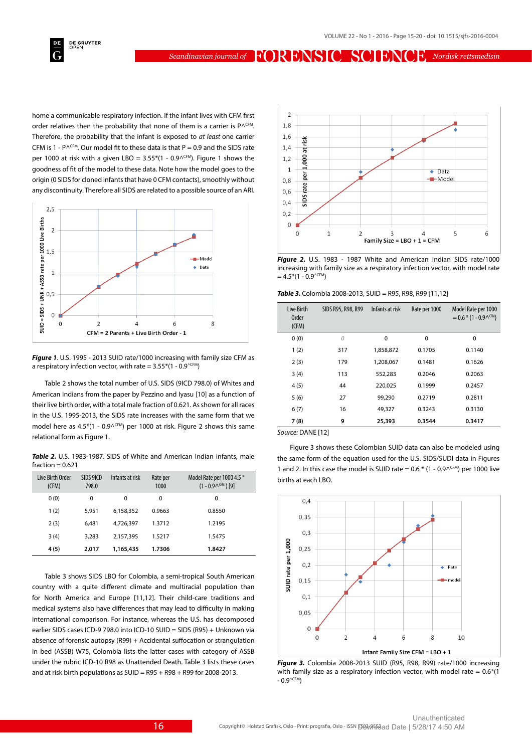home a communicable respiratory infection. If the infant lives with CFM first order relatives then the probability that none of them is a carrier is $P^{CFM}$. Therefore, the probability that the infant is exposed to *at least* one carrier CFM is $1 - P^{CFM}$. Our model fit to these data is that P = 0.9 and the SIDS rate per 1000 at risk with a given LBO = $3.55*(1 - 0.9^{CFM})$. Figure 1 shows the goodness of fit of the model to these data. Note how the model goes to the origin (0 SIDS for cloned infants that have 0 CFM contacts), smoothly without any discontinuity. Therefore all SIDS are related to a possible source of an ARI.

***Figure 1***. U.S. 1995 - 2013 SUID rate/1000 increasing with family size CFM as a respiratory infection vector, with rate = $3.55*(1 - 0.9^{CFM})$

Table 2 shows the total number of U.S. SIDS (9ICD 798.0) of Whites and American Indians from the paper by Pezzino and Iyasu [10] as a function of their live birth order, with a total male fraction of 0.621. As shown for all races in the U.S. 1995-2013, the SIDS rate increases with the same form that we model here as $4.5*(1 - 0.9^{CFM})$ per 1000 at risk. Figure 2 shows this same relational form as Figure 1.

***Table 2.*** U.S. 1983-1987. SIDS of White and American Indian infants, male fraction = 0.621

| Live Birth Order (CFM) | SIDS 9ICD 798.0 | Infants at risk | Rate per 1000 | Model Rate per 1000 $4.5 * (1 - 0.9^{CFM})$ [9] |
|---|---|---|---|---|
| 0 (0) | 0 | 0 | 0 | 0 |
| 1 (2) | 5,951 | 6,158,352 | 0.9663 | 0.8550 |
| 2 (3) | 6,481 | 4,726,397 | 1.3712 | 1.2195 |
| 3 (4) | 3,283 | 2,157,395 | 1.5217 | 1.5475 |
| **4 (5)** | **2,017** | **1,165,435** | **1.7306** | **1.8427** |

Table 3 shows SIDS LBO for Colombia, a semi-tropical South American country with a quite different climate and multiracial population than for North America and Europe [11,12]. Their child-care traditions and medical systems also have differences that may lead to difficulty in making international comparison. For instance, whereas the U.S. has decomposed earlier SIDS cases ICD-9 798.0 into ICD-10 SUID = SIDS (R95) + Unknown via absence of forensic autopsy (R99) + Accidental suffocation or strangulation in bed (ASSB) W75, Colombia lists the latter cases with category of ASSB under the rubric ICD-10 R98 as Unattended Death. Table 3 lists these cases and at risk birth populations as SUID = R95 + R98 + R99 for 2008-2013.

***Figure 2.*** U.S. 1983 - 1987 White and American Indian SIDS rate/1000 increasing with family size as a respiratory infection vector, with model rate = $4.5*(1 - 0.9^{CFM})$

***Table 3.*** Colombia 2008-2013, SUID = R95, R98, R99 [11,12]

| Live Birth Order (CFM) | SIDS R95, R98, R99 | Infants at risk | Rate per 1000 | Model Rate per 1000 $= 0.6 * (1 - 0.9^{CFM})$ |
|---|---|---|---|---|
| 0 (0) | *0* | 0 | 0 | 0 |
| 1 (2) | 317 | 1,858,872 | 0.1705 | 0.1140 |
| 2 (3) | 179 | 1,208,067 | 0.1481 | 0.1626 |
| 3 (4) | 113 | 552,283 | 0.2046 | 0.2063 |
| 4 (5) | 44 | 220,025 | 0.1999 | 0.2457 |
| 5 (6) | 27 | 99,290 | 0.2719 | 0.2811 |
| 6 (7) | 16 | 49,327 | 0.3243 | 0.3130 |
| **7 (8)** | **9** | **25,393** | **0.3544** | **0.3417** |

*Source:* DANE [12]

Figure 3 shows these Colombian SUID data can also be modeled using the same form of the equation used for the U.S. SIDS/SUDI data in Figures 1 and 2. In this case the model is SUID rate = $0.6 * (1 - 0.9^{CFM})$ per 1000 live births at each LBO.

***Figure 3.*** Colombia 2008-2013 SUID (R95, R98, R99) rate/1000 increasing with family size as a respiratory infection vector, with model rate = $0.6*(1 - 0.9^{CFM})$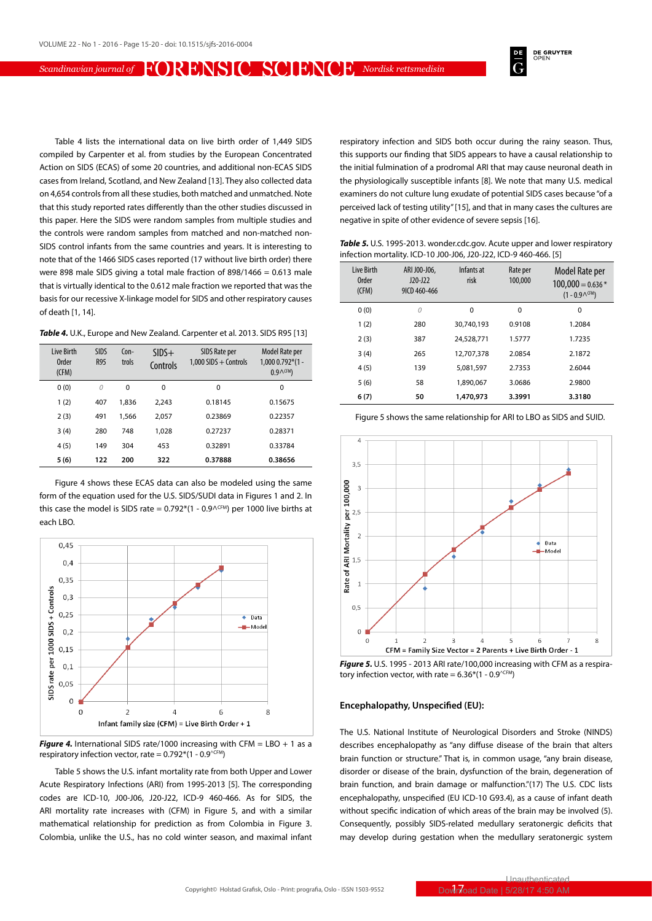Table 4 lists the international data on live birth order of 1,449 SIDS compiled by Carpenter et al. from studies by the European Concentrated Action on SIDS (ECAS) of some 20 countries, and additional non-ECAS SIDS cases from Ireland, Scotland, and New Zealand [13]. They also collected data on 4,654 controls from all these studies, both matched and unmatched. Note that this study reported rates differently than the other studies discussed in this paper. Here the SIDS were random samples from multiple studies and the controls were random samples from matched and non-matched non-SIDS control infants from the same countries and years. It is interesting to note that of the 1466 SIDS cases reported (17 without live birth order) there were 898 male SIDS giving a total male fraction of 898/1466 = 0.613 male that is virtually identical to the 0.612 male fraction we reported that was the basis for our recessive X-linkage model for SIDS and other respiratory causes of death [1, 14].

***Table 4.*** U.K., Europe and New Zealand. Carpenter et al. 2013. SIDS R95 [13]

| Live Birth Order (CFM) | SIDS R95 | Con-trols | SIDS+ Controls | SIDS Rate per 1,000 SIDS + Controls | Model Rate per 1,000 $0.792*(1 - 0.9^{CFM})$ |
|---|---|---|---|---|---|
| 0 (0) | 0 | 0 | 0 | 0 | 0 |
| 1 (2) | 407 | 1,836 | 2,243 | 0.18145 | 0.15675 |
| 2 (3) | 491 | 1,566 | 2,057 | 0.23869 | 0.22357 |
| 3 (4) | 280 | 748 | 1,028 | 0.27237 | 0.28371 |
| 4 (5) | 149 | 304 | 453 | 0.32891 | 0.33784 |
| **5 (6)** | **122** | **200** | **322** | **0.37888** | **0.38656** |

Figure 4 shows these ECAS data can also be modeled using the same form of the equation used for the U.S. SIDS/SUDI data in Figures 1 and 2. In this case the model is SIDS rate = $0.792*(1 - 0.9^{CFM})$ per 1000 live births at each LBO.

***Figure 4.*** International SIDS rate/1000 increasing with CFM = LBO + 1 as a respiratory infection vector, rate = $0.792*(1 - 0.9^{CFM})$

Table 5 shows the U.S. infant mortality rate from both Upper and Lower Acute Respiratory Infections (ARI) from 1995-2013 [5]. The corresponding codes are ICD-10, J00-J06, J20-J22, ICD-9 460-466. As for SIDS, the ARI mortality rate increases with (CFM) in Figure 5, and with a similar mathematical relationship for prediction as from Colombia in Figure 3. Colombia, unlike the U.S., has no cold winter season, and maximal infant respiratory infection and SIDS both occur during the rainy season. Thus, this supports our finding that SIDS appears to have a causal relationship to the initial fulmination of a prodromal ARI that may cause neuronal death in the physiologically susceptible infants [8]. We note that many U.S. medical examiners do not culture lung exudate of potential SIDS cases because "of a perceived lack of testing utility" [15], and that in many cases the cultures are negative in spite of other evidence of severe sepsis [16].

***Table 5.*** U.S. 1995-2013. wonder.cdc.gov. Acute upper and lower respiratory infection mortality. ICD-10 J00-J06, J20-J22, ICD-9 460-466. [5]

| Live Birth Order (CFM) | ARI J00-J06, J20-J22 9ICD 460-466 | Infants at risk | Rate per 100,000 | Model Rate per 100,000 = $0.636*(1 - 0.9^{CFM})$ |
|---|---|---|---|---|
| 0 (0) | 0 | 0 | 0 | 0 |
| 1 (2) | 280 | 30,740,193 | 0.9108 | 1.2084 |
| 2 (3) | 387 | 24,528,771 | 1.5777 | 1.7235 |
| 3 (4) | 265 | 12,707,378 | 2.0854 | 2.1872 |
| 4 (5) | 139 | 5,081,597 | 2.7353 | 2.6044 |
| 5 (6) | 58 | 1,890,067 | 3.0686 | 2.9800 |
| **6 (7)** | **50** | **1,470,973** | **3.3991** | **3.3180** |

Figure 5 shows the same relationship for ARI to LBO as SIDS and SUID.

***Figure 5.*** U.S. 1995 - 2013 ARI rate/100,000 increasing with CFM as a respiratory infection vector, with rate = $6.36*(1 - 0.9^{CFM})$

## Encephalopathy, Unspecified (EU):

The U.S. National Institute of Neurological Disorders and Stroke (NINDS) describes encephalopathy as "any diffuse disease of the brain that alters brain function or structure." That is, in common usage, "any brain disease, disorder or disease of the brain, dysfunction of the brain, degeneration of brain function, and brain damage or malfunction."(17) The U.S. CDC lists encephalopathy, unspecified (EU ICD-10 G93.4), as a cause of infant death without specific indication of which areas of the brain may be involved (5). Consequently, possibly SIDS-related medullary seratonergic deficits that may develop during gestation when the medullary seratonergic system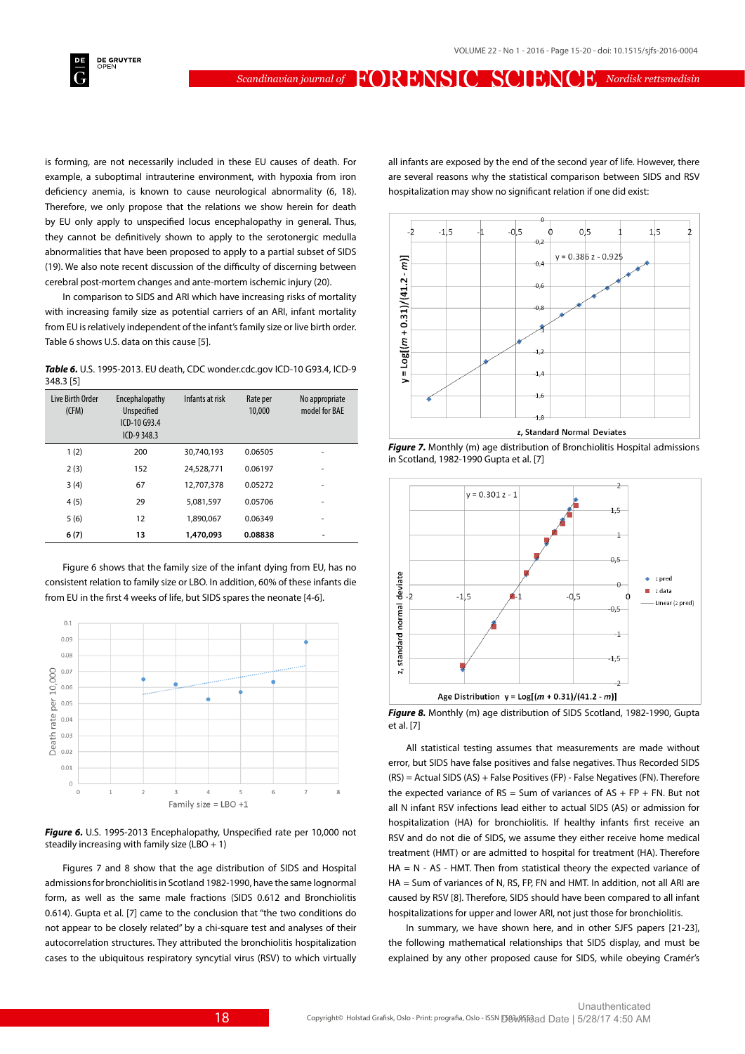is forming, are not necessarily included in these EU causes of death. For example, a suboptimal intrauterine environment, with hypoxia from iron deficiency anemia, is known to cause neurological abnormality (6, 18). Therefore, we only propose that the relations we show herein for death by EU only apply to unspecified locus encephalopathy in general. Thus, they cannot be definitively shown to apply to the serotonergic medulla abnormalities that have been proposed to apply to a partial subset of SIDS (19). We also note recent discussion of the difficulty of discerning between cerebral post-mortem changes and ante-mortem ischemic injury (20).

In comparison to SIDS and ARI which have increasing risks of mortality with increasing family size as potential carriers of an ARI, infant mortality from EU is relatively independent of the infant's family size or live birth order. Table 6 shows U.S. data on this cause [5].

***Table 6.*** U.S. 1995-2013. EU death, CDC wonder.cdc.gov ICD-10 G93.4, ICD-9 348.3 [5]

| Live Birth Order (CFM) | Encephalopathy Unspecified ICD-10 G93.4 ICD-9 348.3 | Infants at risk | Rate per 10,000 | No appropriate model for BAE |
|---|---|---|---|---|
| 1 (2) | 200 | 30,740,193 | 0.06505 | - |
| 2 (3) | 152 | 24,528,771 | 0.06197 | - |
| 3 (4) | 67 | 12,707,378 | 0.05272 | - |
| 4 (5) | 29 | 5,081,597 | 0.05706 | - |
| 5 (6) | 12 | 1,890,067 | 0.06349 | - |
| **6 (7)** | **13** | **1,470,093** | **0.08838** | - |

Figure 6 shows that the family size of the infant dying from EU, has no consistent relation to family size or LBO. In addition, 60% of these infants die from EU in the first 4 weeks of life, but SIDS spares the neonate [4-6].

***Figure 6.*** U.S. 1995-2013 Encephalopathy, Unspecified rate per 10,000 not steadily increasing with family size (LBO + 1)

Figures 7 and 8 show that the age distribution of SIDS and Hospital admissions for bronchiolitis in Scotland 1982-1990, have the same lognormal form, as well as the same male fractions (SIDS 0.612 and Bronchiolitis 0.614). Gupta et al. [7] came to the conclusion that "the two conditions do not appear to be closely related" by a chi-square test and analyses of their autocorrelation structures. They attributed the bronchiolitis hospitalization cases to the ubiquitous respiratory syncytial virus (RSV) to which virtually all infants are exposed by the end of the second year of life. However, there are several reasons why the statistical comparison between SIDS and RSV hospitalization may show no significant relation if one did exist:

***Figure 7.*** Monthly (m) age distribution of Bronchiolitis Hospital admissions in Scotland, 1982-1990 Gupta et al. [7]

***Figure 8.*** Monthly (m) age distribution of SIDS Scotland, 1982-1990, Gupta et al. [7]

All statistical testing assumes that measurements are made without error, but SIDS have false positives and false negatives. Thus Recorded SIDS (RS) = Actual SIDS (AS) + False Positives (FP) - False Negatives (FN). Therefore the expected variance of RS = Sum of variances of AS + FP + FN. But not all N infant RSV infections lead either to actual SIDS (AS) or admission for hospitalization (HA) for bronchiolitis. If healthy infants first receive an RSV and do not die of SIDS, we assume they either receive home medical treatment (HMT) or are admitted to hospital for treatment (HA). Therefore HA = N - AS - HMT. Then from statistical theory the expected variance of HA = Sum of variances of N, RS, FP, FN and HMT. In addition, not all ARI are caused by RSV [8]. Therefore, SIDS should have been compared to all infant hospitalizations for upper and lower ARI, not just those for bronchiolitis.

In summary, we have shown here, and in other SJFS papers [21-23], the following mathematical relationships that SIDS display, and must be explained by any other proposed cause for SIDS, while obeying Cramér's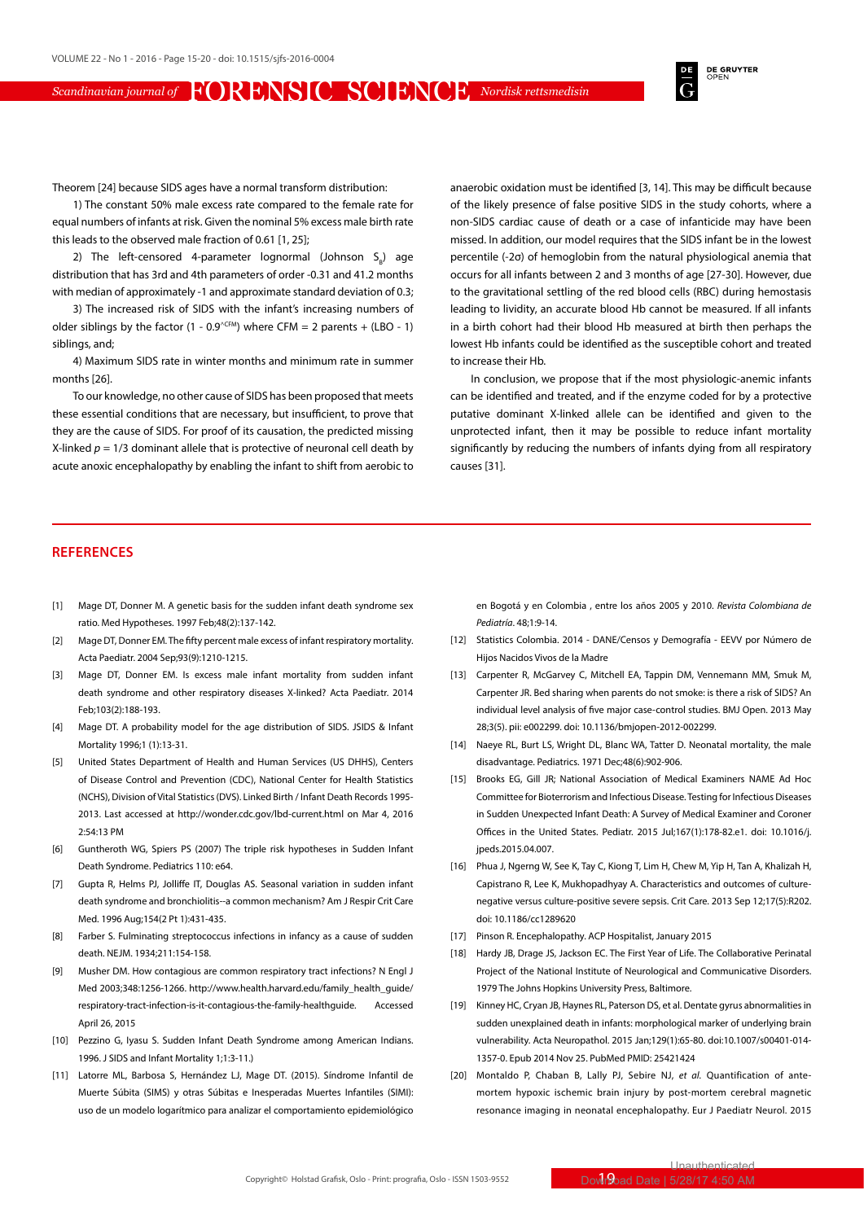Theorem [24] because SIDS ages have a normal transform distribution:

1) The constant 50% male excess rate compared to the female rate for equal numbers of infants at risk. Given the nominal 5% excess male birth rate this leads to the observed male fraction of 0.61 [1, 25];

2) The left-censored 4-parameter lognormal (Johnson $S_B$) age distribution that has 3rd and 4th parameters of order -0.31 and 41.2 months with median of approximately -1 and approximate standard deviation of 0.3;

3) The increased risk of SIDS with the infant's increasing numbers of older siblings by the factor $(1 - 0.9^{CFM})$ where CFM = 2 parents + (LBO - 1) siblings, and;

4) Maximum SIDS rate in winter months and minimum rate in summer months [26].

To our knowledge, no other cause of SIDS has been proposed that meets these essential conditions that are necessary, but insufficient, to prove that they are the cause of SIDS. For proof of its causation, the predicted missing X-linked $p = 1/3$ dominant allele that is protective of neuronal cell death by acute anoxic encephalopathy by enabling the infant to shift from aerobic to anaerobic oxidation must be identified [3, 14]. This may be difficult because of the likely presence of false positive SIDS in the study cohorts, where a non-SIDS cardiac cause of death or a case of infanticide may have been missed. In addition, our model requires that the SIDS infant be in the lowest percentile (-2σ) of hemoglobin from the natural physiological anemia that occurs for all infants between 2 and 3 months of age [27-30]. However, due to the gravitational settling of the red blood cells (RBC) during hemostasis leading to lividity, an accurate blood Hb cannot be measured. If all infants in a birth cohort had their blood Hb measured at birth then perhaps the lowest Hb infants could be identified as the susceptible cohort and treated to increase their Hb.

In conclusion, we propose that if the most physiologic-anemic infants can be identified and treated, and if the enzyme coded for by a protective putative dominant X-linked allele can be identified and given to the unprotected infant, then it may be possible to reduce infant mortality significantly by reducing the numbers of infants dying from all respiratory causes [31].

## REFERENCES

[1] Mage DT, Donner M. A genetic basis for the sudden infant death syndrome sex ratio. Med Hypotheses. 1997 Feb;48(2):137-142.

[2] Mage DT, Donner EM. The fifty percent male excess of infant respiratory mortality. Acta Paediatr. 2004 Sep;93(9):1210-1215.

[3] Mage DT, Donner EM. Is excess male infant mortality from sudden infant death syndrome and other respiratory diseases X-linked? Acta Paediatr. 2014 Feb;103(2):188-193.

[4] Mage DT. A probability model for the age distribution of SIDS. JSIDS & Infant Mortality 1996;1 (1):13-31.

[5] United States Department of Health and Human Services (US DHHS), Centers of Disease Control and Prevention (CDC), National Center for Health Statistics (NCHS), Division of Vital Statistics (DVS). Linked Birth / Infant Death Records 1995-2013. Last accessed at http://wonder.cdc.gov/lbd-current.html on Mar 4, 2016 2:54:13 PM

[6] Guntheroth WG, Spiers PS (2007) The triple risk hypotheses in Sudden Infant Death Syndrome. Pediatrics 110: e64.

[7] Gupta R, Helms PJ, Jolliffe IT, Douglas AS. Seasonal variation in sudden infant death syndrome and bronchiolitis--a common mechanism? Am J Respir Crit Care Med. 1996 Aug;154(2 Pt 1):431-435.

[8] Farber S. Fulminating streptococcus infections in infancy as a cause of sudden death. NEJM. 1934;211:154-158.

[9] Musher DM. How contagious are common respiratory tract infections? N Engl J Med 2003;348:1256-1266. http://www.health.harvard.edu/family_health_guide/respiratory-tract-infection-is-it-contagious-the-family-healthguide. Accessed April 26, 2015

[10] Pezzino G, Iyasu S. Sudden Infant Death Syndrome among American Indians. 1996. J SIDS and Infant Mortality 1;1:3-11.)

[11] Latorre ML, Barbosa S, Hernández LJ, Mage DT. (2015). Síndrome Infantil de Muerte Súbita (SIMS) y otras Súbitas e Inesperadas Muertes Infantiles (SIMI): uso de un modelo logarítmico para analizar el comportamiento epidemiológico en Bogotá y en Colombia , entre los años 2005 y 2010. *Revista Colombiana de Pediatría*. 48;1:9-14.

[12] Statistics Colombia. 2014 - DANE/Censos y Demografía - EEVV por Número de Hijos Nacidos Vivos de la Madre

[13] Carpenter R, McGarvey C, Mitchell EA, Tappin DM, Vennemann MM, Smuk M, Carpenter JR. Bed sharing when parents do not smoke: is there a risk of SIDS? An individual level analysis of five major case-control studies. BMJ Open. 2013 May 28;3(5). pii: e002299. doi: 10.1136/bmjopen-2012-002299.

[14] Naeye RL, Burt LS, Wright DL, Blanc WA, Tatter D. Neonatal mortality, the male disadvantage. Pediatrics. 1971 Dec;48(6):902-906.

[15] Brooks EG, Gill JR; National Association of Medical Examiners NAME Ad Hoc Committee for Bioterrorism and Infectious Disease. Testing for Infectious Diseases in Sudden Unexpected Infant Death: A Survey of Medical Examiner and Coroner Offices in the United States. Pediatr. 2015 Jul;167(1):178-82.e1. doi: 10.1016/j.jpeds.2015.04.007.

[16] Phua J, Ngerng W, See K, Tay C, Kiong T, Lim H, Chew M, Yip H, Tan A, Khalizah H, Capistrano R, Lee K, Mukhopadhyay A. Characteristics and outcomes of culture-negative versus culture-positive severe sepsis. Crit Care. 2013 Sep 12;17(5):R202. doi: 10.1186/cc1289620

[17] Pinson R. Encephalopathy. ACP Hospitalist, January 2015

[18] Hardy JB, Drage JS, Jackson EC. The First Year of Life. The Collaborative Perinatal Project of the National Institute of Neurological and Communicative Disorders. 1979 The Johns Hopkins University Press, Baltimore.

[19] Kinney HC, Cryan JB, Haynes RL, Paterson DS, et al. Dentate gyrus abnormalities in sudden unexplained death in infants: morphological marker of underlying brain vulnerability. Acta Neuropathol. 2015 Jan;129(1):65-80. doi:10.1007/s00401-014-1357-0. Epub 2014 Nov 25. PubMed PMID: 25421424

[20] Montaldo P, Chaban B, Lally PJ, Sebire NJ, *et al.* Quantification of ante-mortem hypoxic ischemic brain injury by post-mortem cerebral magnetic resonance imaging in neonatal encephalopathy. Eur J Paediatr Neurol. 2015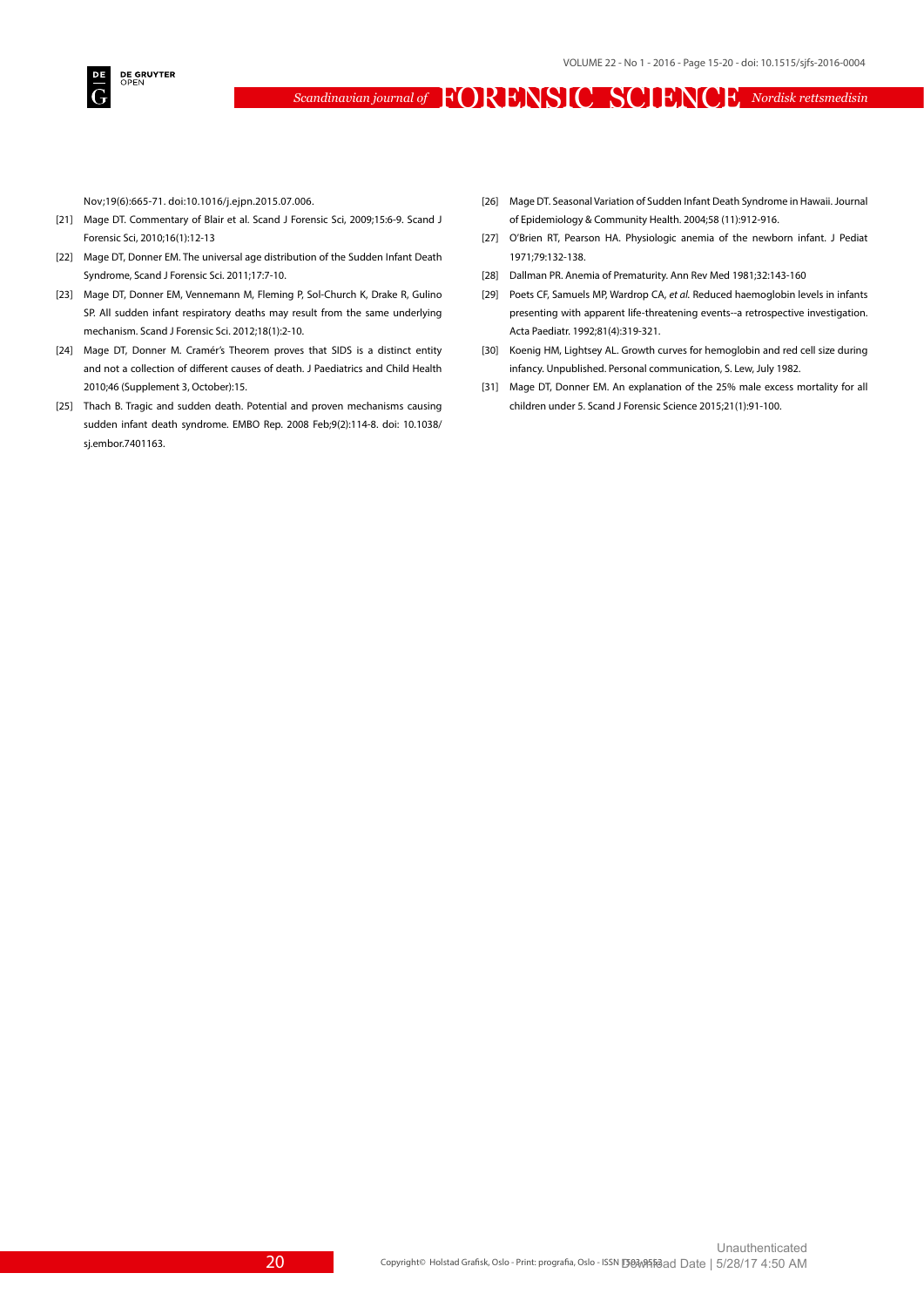Nov;19(6):665-71. doi:10.1016/j.ejpn.2015.07.006.

[21] Mage DT. Commentary of Blair et al. Scand J Forensic Sci, 2009;15:6-9. Scand J Forensic Sci, 2010;16(1):12-13

[22] Mage DT, Donner EM. The universal age distribution of the Sudden Infant Death Syndrome, Scand J Forensic Sci. 2011;17:7-10.

[23] Mage DT, Donner EM, Vennemann M, Fleming P, Sol-Church K, Drake R, Gulino SP. All sudden infant respiratory deaths may result from the same underlying mechanism. Scand J Forensic Sci. 2012;18(1):2-10.

[24] Mage DT, Donner M. Cramér's Theorem proves that SIDS is a distinct entity and not a collection of different causes of death. J Paediatrics and Child Health 2010;46 (Supplement 3, October):15.

[25] Thach B. Tragic and sudden death. Potential and proven mechanisms causing sudden infant death syndrome. EMBO Rep. 2008 Feb;9(2):114-8. doi: 10.1038/sj.embor.7401163.

[26] Mage DT. Seasonal Variation of Sudden Infant Death Syndrome in Hawaii. Journal of Epidemiology & Community Health. 2004;58 (11):912-916.

[27] O'Brien RT, Pearson HA. Physiologic anemia of the newborn infant. J Pediat 1971;79:132-138.

[28] Dallman PR. Anemia of Prematurity. Ann Rev Med 1981;32:143-160

[29] Poets CF, Samuels MP, Wardrop CA, *et al.* Reduced haemoglobin levels in infants presenting with apparent life-threatening events--a retrospective investigation. Acta Paediatr. 1992;81(4):319-321.

[30] Koenig HM, Lightsey AL. Growth curves for hemoglobin and red cell size during infancy. Unpublished. Personal communication, S. Lew, July 1982.

[31] Mage DT, Donner EM. An explanation of the 25% male excess mortality for all children under 5. Scand J Forensic Science 2015;21(1):91-100.